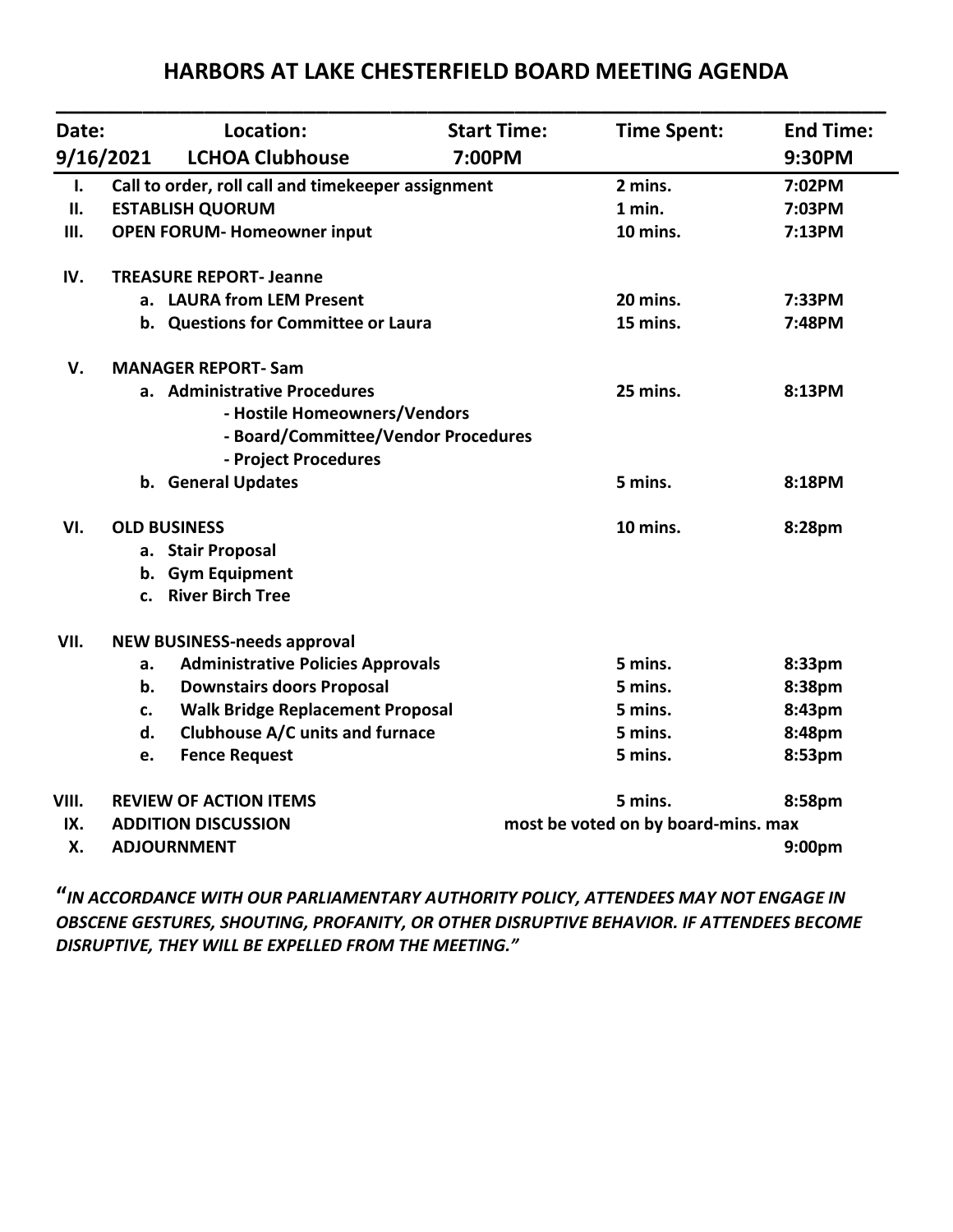# HARBORS AT LAKE CHESTERFIELD BOARD MEETING AGENDA

| Date: | Location: | Start Time: | Time Spent: | End Time: |
|---|---|---|---|---|
| 9/16/2021 | LCHOA Clubhouse | 7:00PM | | 9:30PM |

| | Item | Time Spent | End Time |
|---|---|---|---|
| I. | Call to order, roll call and timekeeper assignment | 2 mins. | 7:02PM |
| II. | ESTABLISH QUORUM | 1 min. | 7:03PM |
| III. | OPEN FORUM- Homeowner input | 10 mins. | 7:13PM |
| IV. | TREASURE REPORT- Jeanne | | |
| | a. LAURA from LEM Present | 20 mins. | 7:33PM |
| | b. Questions for Committee or Laura | 15 mins. | 7:48PM |
| V. | MANAGER REPORT- Sam | | |
| | a. Administrative Procedures<br>- Hostile Homeowners/Vendors<br>- Board/Committee/Vendor Procedures<br>- Project Procedures | 25 mins. | 8:13PM |
| | b. General Updates | 5 mins. | 8:18PM |
| VI. | OLD BUSINESS<br>a. Stair Proposal<br>b. Gym Equipment<br>c. River Birch Tree | 10 mins. | 8:28pm |
| VII. | NEW BUSINESS-needs approval | | |
| | a. Administrative Policies Approvals | 5 mins. | 8:33pm |
| | b. Downstairs doors Proposal | 5 mins. | 8:38pm |
| | c. Walk Bridge Replacement Proposal | 5 mins. | 8:43pm |
| | d. Clubhouse A/C units and furnace | 5 mins. | 8:48pm |
| | e. Fence Request | 5 mins. | 8:53pm |
| VIII. | REVIEW OF ACTION ITEMS | 5 mins. | 8:58pm |
| IX. | ADDITION DISCUSSION | most be voted on by board-mins. max | |
| X. | ADJOURNMENT | | 9:00pm |

***"IN ACCORDANCE WITH OUR PARLIAMENTARY AUTHORITY POLICY, ATTENDEES MAY NOT ENGAGE IN OBSCENE GESTURES, SHOUTING, PROFANITY, OR OTHER DISRUPTIVE BEHAVIOR. IF ATTENDEES BECOME DISRUPTIVE, THEY WILL BE EXPELLED FROM THE MEETING."***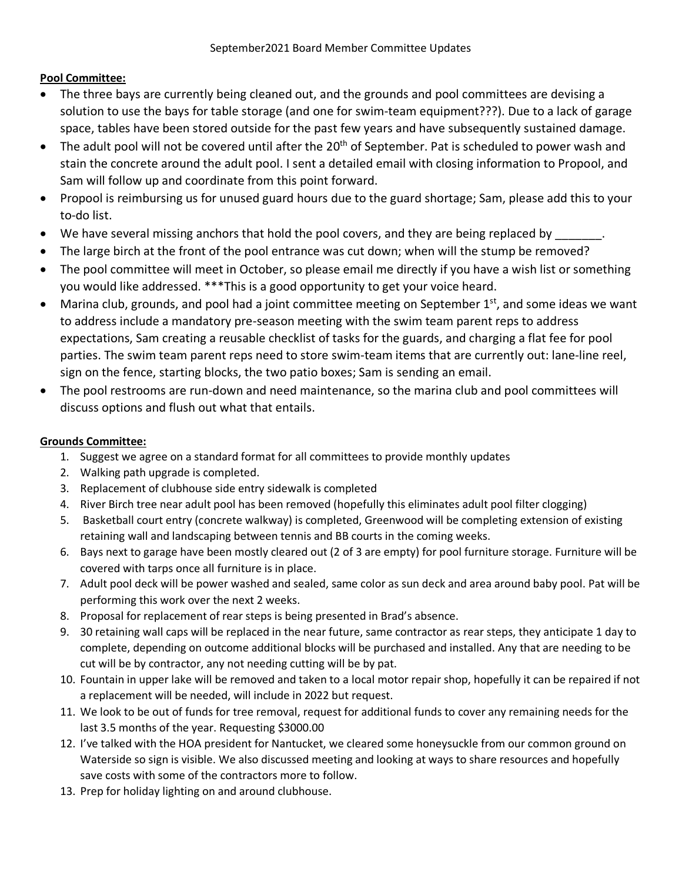September2021 Board Member Committee Updates

**Pool Committee:**

- The three bays are currently being cleaned out, and the grounds and pool committees are devising a solution to use the bays for table storage (and one for swim-team equipment???). Due to a lack of garage space, tables have been stored outside for the past few years and have subsequently sustained damage.
- The adult pool will not be covered until after the 20th of September. Pat is scheduled to power wash and stain the concrete around the adult pool. I sent a detailed email with closing information to Propool, and Sam will follow up and coordinate from this point forward.
- Propool is reimbursing us for unused guard hours due to the guard shortage; Sam, please add this to your to-do list.
- We have several missing anchors that hold the pool covers, and they are being replaced by _______.
- The large birch at the front of the pool entrance was cut down; when will the stump be removed?
- The pool committee will meet in October, so please email me directly if you have a wish list or something you would like addressed. ***This is a good opportunity to get your voice heard.
- Marina club, grounds, and pool had a joint committee meeting on September 1st, and some ideas we want to address include a mandatory pre-season meeting with the swim team parent reps to address expectations, Sam creating a reusable checklist of tasks for the guards, and charging a flat fee for pool parties. The swim team parent reps need to store swim-team items that are currently out: lane-line reel, sign on the fence, starting blocks, the two patio boxes; Sam is sending an email.
- The pool restrooms are run-down and need maintenance, so the marina club and pool committees will discuss options and flush out what that entails.

**Grounds Committee:**

1. Suggest we agree on a standard format for all committees to provide monthly updates
2. Walking path upgrade is completed.
3. Replacement of clubhouse side entry sidewalk is completed
4. River Birch tree near adult pool has been removed (hopefully this eliminates adult pool filter clogging)
5. Basketball court entry (concrete walkway) is completed, Greenwood will be completing extension of existing retaining wall and landscaping between tennis and BB courts in the coming weeks.
6. Bays next to garage have been mostly cleared out (2 of 3 are empty) for pool furniture storage. Furniture will be covered with tarps once all furniture is in place.
7. Adult pool deck will be power washed and sealed, same color as sun deck and area around baby pool. Pat will be performing this work over the next 2 weeks.
8. Proposal for replacement of rear steps is being presented in Brad's absence.
9. 30 retaining wall caps will be replaced in the near future, same contractor as rear steps, they anticipate 1 day to complete, depending on outcome additional blocks will be purchased and installed. Any that are needing to be cut will be by contractor, any not needing cutting will be by pat.
10. Fountain in upper lake will be removed and taken to a local motor repair shop, hopefully it can be repaired if not a replacement will be needed, will include in 2022 but request.
11. We look to be out of funds for tree removal, request for additional funds to cover any remaining needs for the last 3.5 months of the year. Requesting $3000.00
12. I've talked with the HOA president for Nantucket, we cleared some honeysuckle from our common ground on Waterside so sign is visible. We also discussed meeting and looking at ways to share resources and hopefully save costs with some of the contractors more to follow.
13. Prep for holiday lighting on and around clubhouse.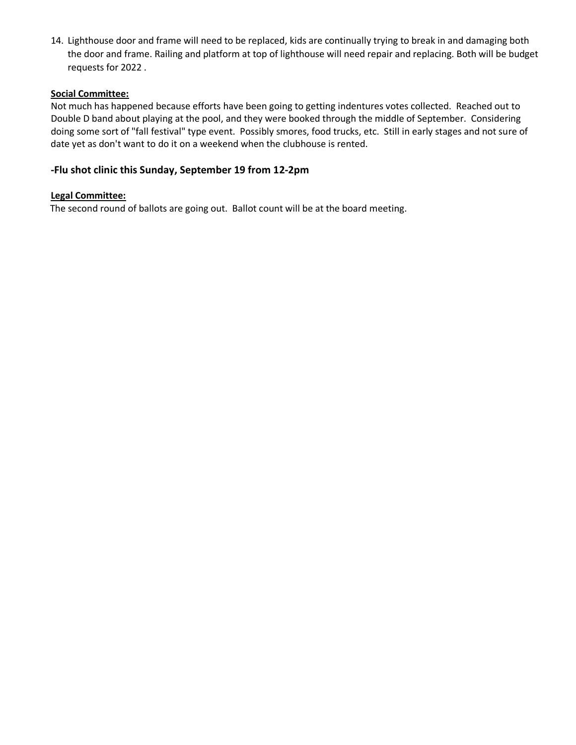14. Lighthouse door and frame will need to be replaced, kids are continually trying to break in and damaging both the door and frame. Railing and platform at top of lighthouse will need repair and replacing. Both will be budget requests for 2022 .

**Social Committee:**

Not much has happened because efforts have been going to getting indentures votes collected. Reached out to Double D band about playing at the pool, and they were booked through the middle of September. Considering doing some sort of "fall festival" type event. Possibly smores, food trucks, etc. Still in early stages and not sure of date yet as don't want to do it on a weekend when the clubhouse is rented.

**-Flu shot clinic this Sunday, September 19 from 12-2pm**

**Legal Committee:**

The second round of ballots are going out. Ballot count will be at the board meeting.